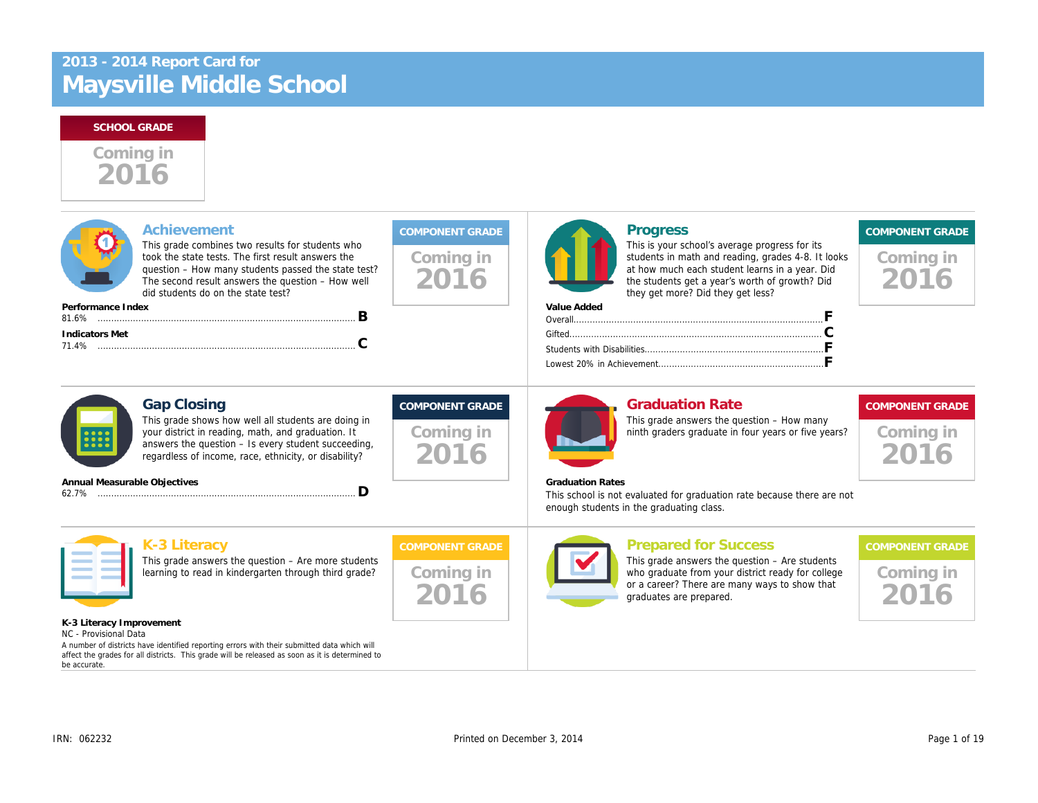# 2013 - 2014 Report Card for Maysville Middle School

**SCHOOL GRADE**

Coming in 2016

## Achievement

This grade combines two results for students who took the state tests. The first result answers the question – How many students passed the state test? The second result answers the question – How well did students do on the state test?

**COMPONENT GRADE**

Coming in 2016

**Performance Index**

81.6% ........................................ **B**

**Indicators Met**

71.4% ........................................ **C**

## Progress

This is your school's average progress for its students in math and reading, grades 4-8. It looks at how much each student learns in a year. Did the students get a year's worth of growth? Did they get more? Did they get less?

**COMPONENT GRADE**

Coming in 2016

**Value Added**

| Value Added | Grade |
|---|---|
| Overall | F |
| Gifted | C |
| Students with Disabilities | F |
| Lowest 20% in Achievement | F |

## Gap Closing

This grade shows how well all students are doing in your district in reading, math, and graduation. It answers the question – Is every student succeeding, regardless of income, race, ethnicity, or disability?

**COMPONENT GRADE**

Coming in 2016

**Annual Measurable Objectives**

62.7% ........................................ **D**

## Graduation Rate

This grade answers the question – How many ninth graders graduate in four years or five years?

**COMPONENT GRADE**

Coming in 2016

**Graduation Rates**

This school is not evaluated for graduation rate because there are not enough students in the graduating class.

## K-3 Literacy

This grade answers the question – Are more students learning to read in kindergarten through third grade?

**COMPONENT GRADE**

Coming in 2016

**K-3 Literacy Improvement**

NC - Provisional Data

A number of districts have identified reporting errors with their submitted data which will affect the grades for all districts. This grade will be released as soon as it is determined to be accurate.

## Prepared for Success

This grade answers the question – Are students who graduate from your district ready for college or a career? There are many ways to show that graduates are prepared.

**COMPONENT GRADE**

Coming in 2016

IRN: 062232

Printed on December 3, 2014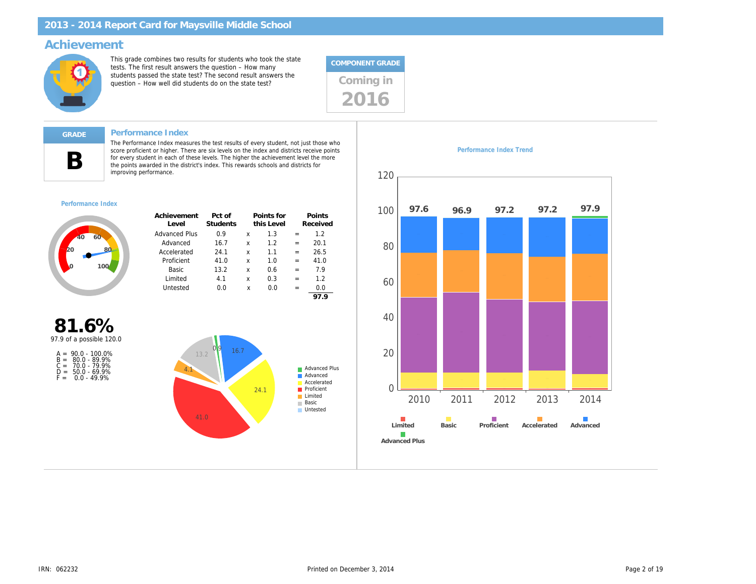## 2013 - 2014 Report Card for Maysville Middle School

# Achievement

This grade combines two results for students who took the state tests. The first result answers the question – How many students passed the state test? The second result answers the question – How well did students do on the state test?

**COMPONENT GRADE**

Coming in **2016**

**GRADE**

**B**

### Performance Index

The Performance Index measures the test results of every student, not just those who score proficient or higher. There are six levels on the index and districts receive points for every student in each of these levels. The higher the achievement level the more the points awarded in the district's index. This rewards schools and districts for improving performance.

**Performance Index**

**81.6%**

97.9 of a possible 120.0

A = 90.0 - 100.0%
B = 80.0 - 89.9%
C = 70.0 - 79.9%
D = 50.0 - 69.9%
F = 0.0 - 49.9%

| Achievement Level | Pct of Students | | Points for this Level | | Points Received |
|---|---|---|---|---|---|
| Advanced Plus | 0.9 | x | 1.3 | = | 1.2 |
| Advanced | 16.7 | x | 1.2 | = | 20.1 |
| Accelerated | 24.1 | x | 1.1 | = | 26.5 |
| Proficient | 41.0 | x | 1.0 | = | 41.0 |
| Basic | 13.2 | x | 0.6 | = | 7.9 |
| Limited | 4.1 | x | 0.3 | = | 1.2 |
| Untested | 0.0 | x | 0.0 | = | 0.0 |
| | | | | | **97.9** |

**Performance Index Trend**

| Year | Performance Index |
|---|---|
| 2010 | 97.6 |
| 2011 | 96.9 |
| 2012 | 97.2 |
| 2013 | 97.2 |
| 2014 | 97.9 |

Legend: Limited, Basic, Proficient, Accelerated, Advanced, Advanced Plus

IRN: 062232

Printed on December 3, 2014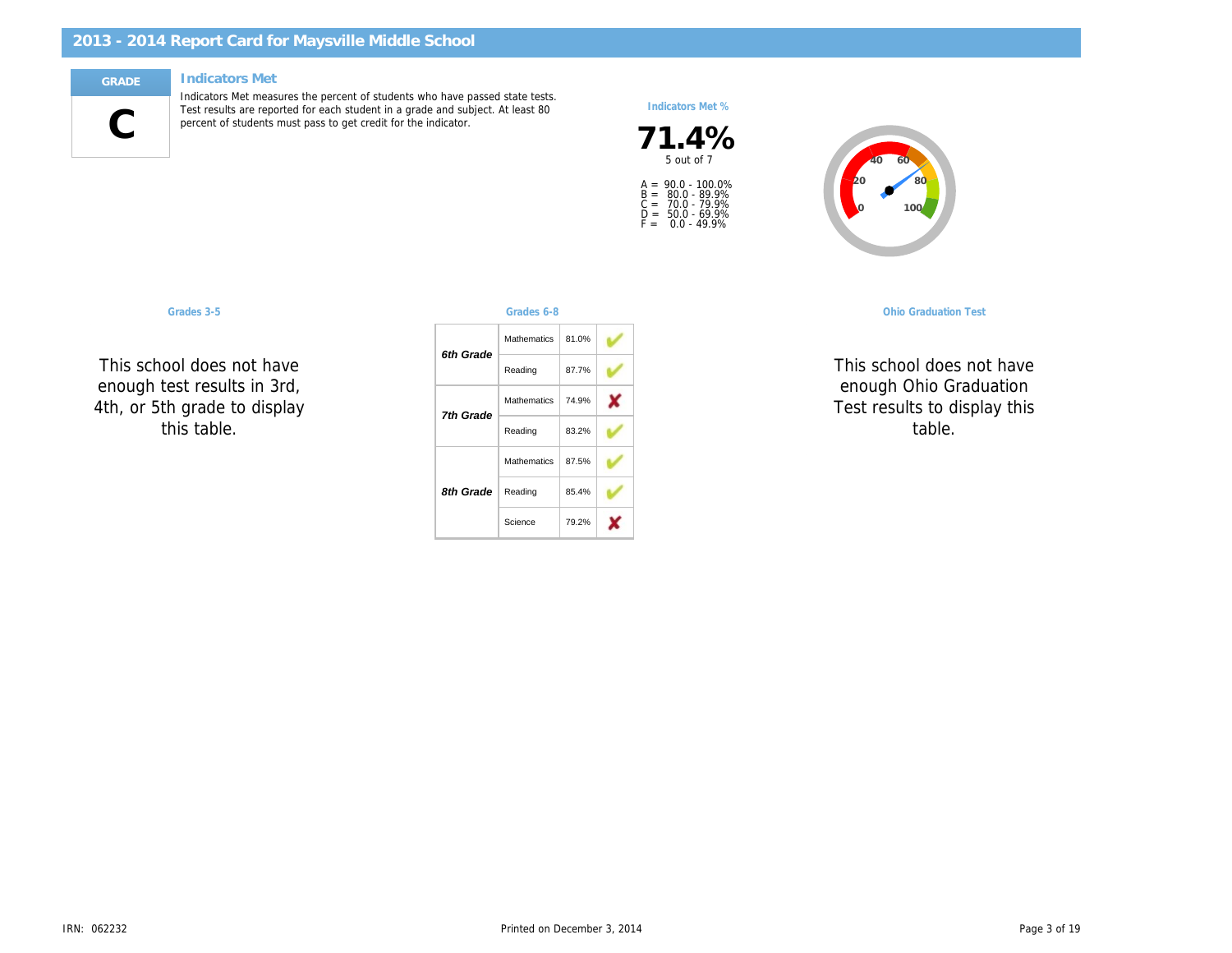# 2013 - 2014 Report Card for Maysville Middle School

**GRADE**

**C**

## Indicators Met

Indicators Met measures the percent of students who have passed state tests. Test results are reported for each student in a grade and subject. At least 80 percent of students must pass to get credit for the indicator.

**Indicators Met %**

**71.4%**

5 out of 7

A = 90.0 - 100.0%
B = 80.0 - 89.9%
C = 70.0 - 79.9%
D = 50.0 - 69.9%
F = 0.0 - 49.9%

### Grades 3-5

This school does not have enough test results in 3rd, 4th, or 5th grade to display this table.

### Grades 6-8

| Grade | Subject | Percent | Met |
|---|---|---|---|
| *6th Grade* | Mathematics | 81.0% | ✔ |
| | Reading | 87.7% | ✔ |
| *7th Grade* | Mathematics | 74.9% | ✘ |
| | Reading | 83.2% | ✔ |
| *8th Grade* | Mathematics | 87.5% | ✔ |
| | Reading | 85.4% | ✔ |
| | Science | 79.2% | ✘ |

### Ohio Graduation Test

This school does not have enough Ohio Graduation Test results to display this table.

IRN: 062232

Printed on December 3, 2014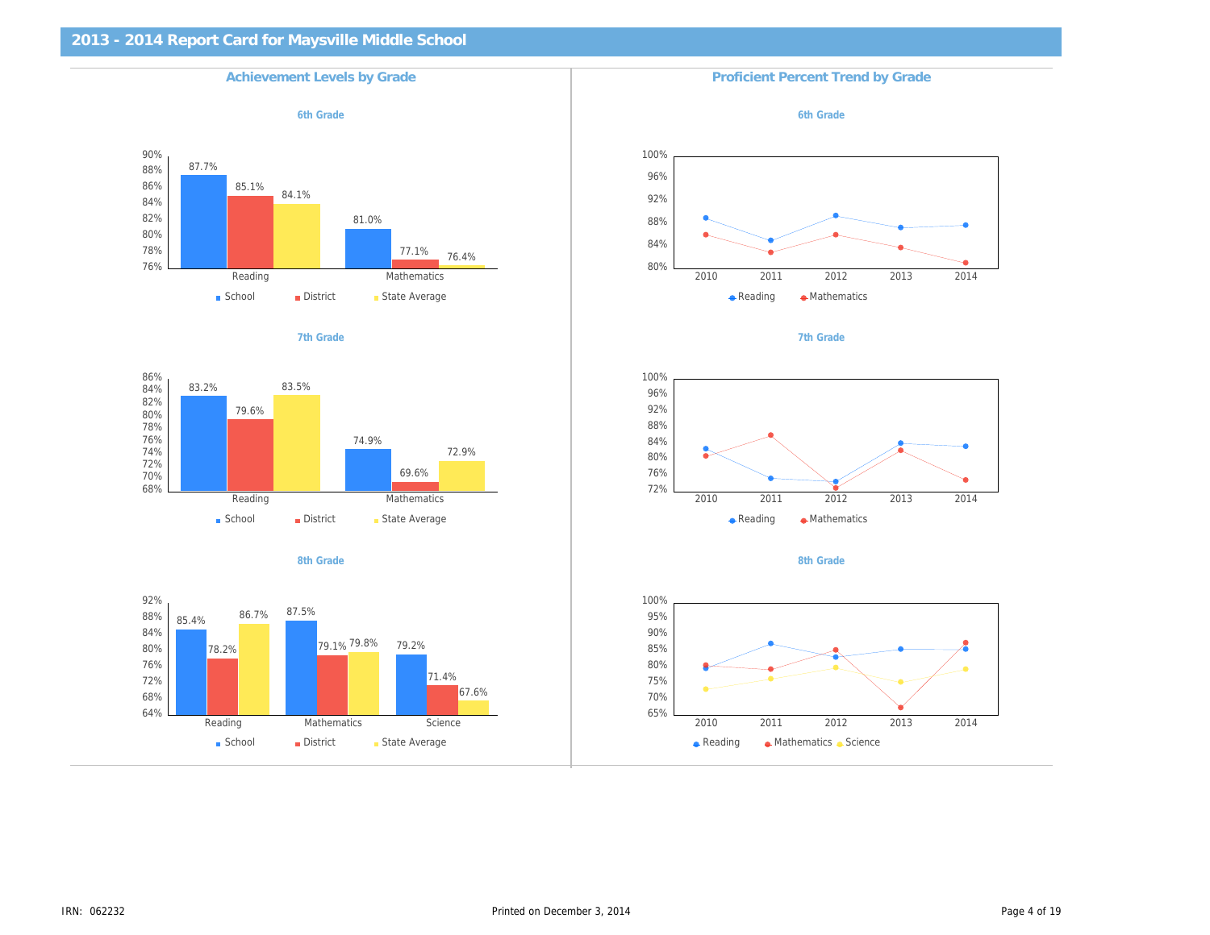# 2013 - 2014 Report Card for Maysville Middle School

## Achievement Levels by Grade

### 6th Grade

| | School | District | State Average |
|---|---|---|---|
| Reading | 87.7% | 85.1% | 84.1% |
| Mathematics | 81.0% | 77.1% | 76.4% |

### 7th Grade

| | School | District | State Average |
|---|---|---|---|
| Reading | 83.2% | 79.6% | 83.5% |
| Mathematics | 74.9% | 69.6% | 72.9% |

### 8th Grade

| | School | District | State Average |
|---|---|---|---|
| Reading | 85.4% | 78.2% | 86.7% |
| Mathematics | 87.5% | 79.1% | 79.8% |
| Science | 79.2% | 71.4% | 67.6% |

## Proficient Percent Trend by Grade

### 6th Grade

Legend: Reading, Mathematics

Years: 2010, 2011, 2012, 2013, 2014

### 7th Grade

Legend: Reading, Mathematics

Years: 2010, 2011, 2012, 2013, 2014

### 8th Grade

Legend: Reading, Mathematics, Science

Years: 2010, 2011, 2012, 2013, 2014

IRN: 062232

Printed on December 3, 2014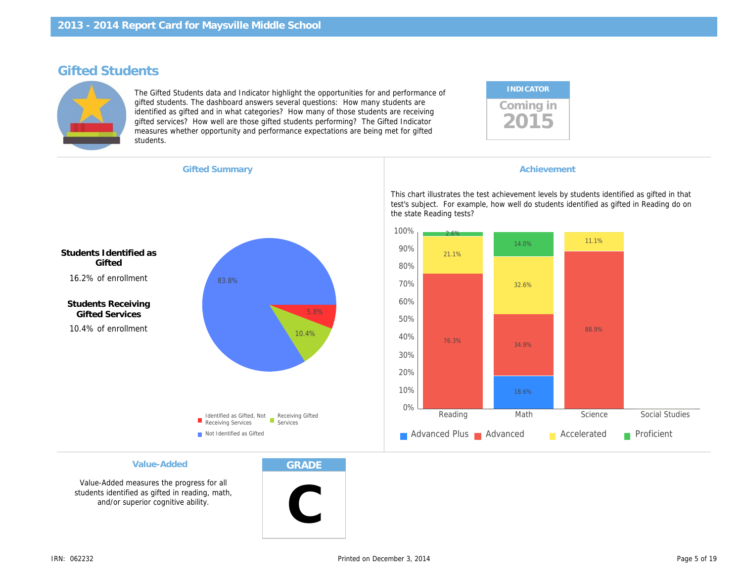# 2013 - 2014 Report Card for Maysville Middle School

## Gifted Students

The Gifted Students data and Indicator highlight the opportunities for and performance of gifted students. The dashboard answers several questions: How many students are identified as gifted and in what categories? How many of those students are receiving gifted services? How well are those gifted students performing? The Gifted Indicator measures whether opportunity and performance expectations are being met for gifted students.

**INDICATOR**

Coming in 2015

### Gifted Summary

**Students Identified as Gifted**

16.2% of enrollment

**Students Receiving Gifted Services**

10.4% of enrollment

| Category | Percent |
|---|---|
| Not Identified as Gifted | 83.8% |
| Identified as Gifted, Not Receiving Services | 5.8% |
| Receiving Gifted Services | 10.4% |

### Achievement

This chart illustrates the test achievement levels by students identified as gifted in that test's subject. For example, how well do students identified as gifted in Reading do on the state Reading tests?

| Subject | Advanced Plus | Advanced | Accelerated | Proficient |
|---|---|---|---|---|
| Reading | | 76.3% | 21.1% | 2.6% |
| Math | 18.6% | 34.9% | 32.6% | 14.0% |
| Science | | 88.9% | 11.1% | |
| Social Studies | | | | |

### Value-Added

Value-Added measures the progress for all students identified as gifted in reading, math, and/or superior cognitive ability.

**GRADE**

C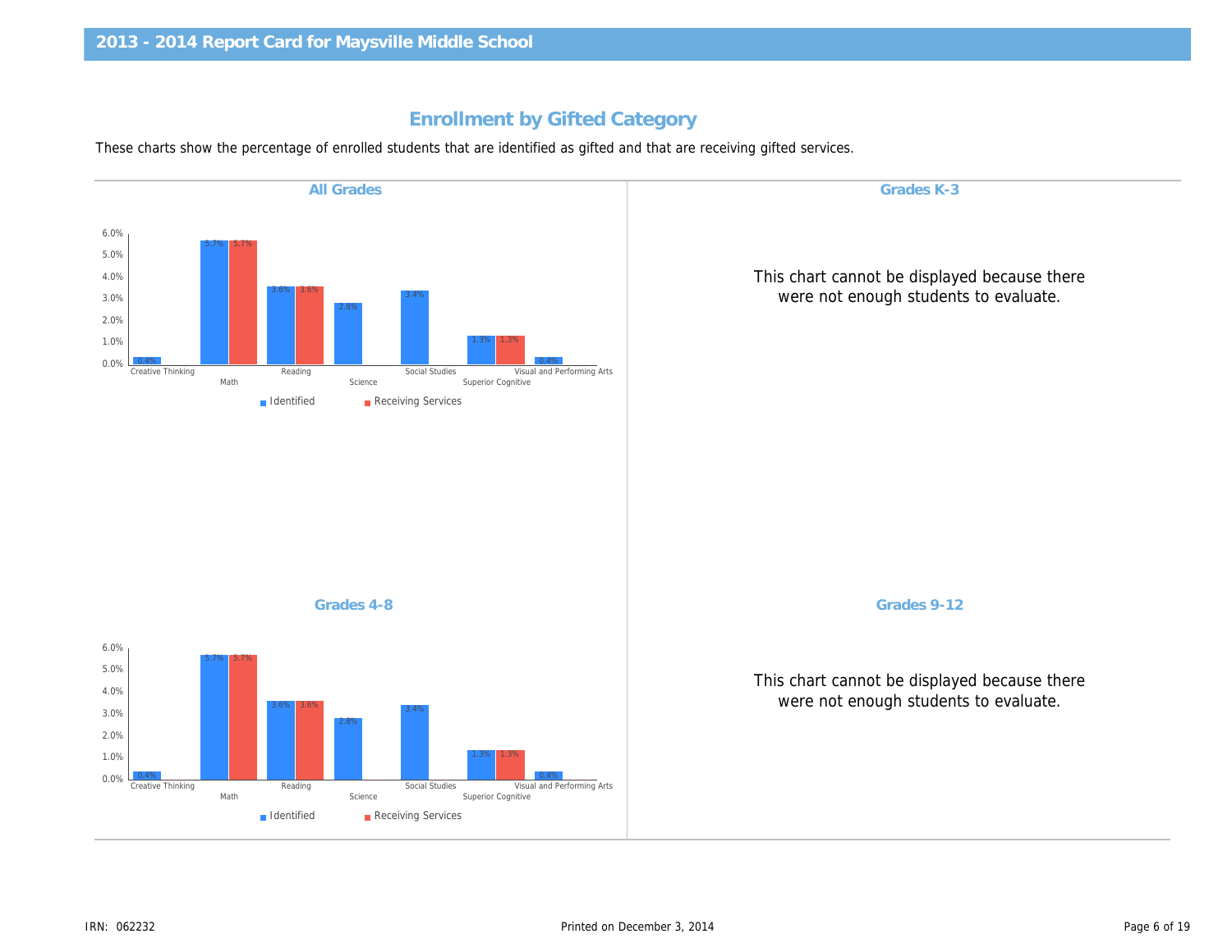## Enrollment by Gifted Category

These charts show the percentage of enrolled students that are identified as gifted and that are receiving gifted services.

### All Grades

| Category | Identified | Receiving Services |
|---|---|---|
| Creative Thinking | 0.4% | |
| Math | 5.7% | 5.7% |
| Reading | 3.6% | 3.6% |
| Science | 2.8% | |
| Social Studies | 3.4% | |
| Superior Cognitive | 1.3% | 1.3% |
| Visual and Performing Arts | 0.4% | |

### Grades K-3

This chart cannot be displayed because there were not enough students to evaluate.

### Grades 4-8

| Category | Identified | Receiving Services |
|---|---|---|
| Creative Thinking | 0.4% | |
| Math | 5.7% | 5.7% |
| Reading | 3.6% | 3.6% |
| Science | 2.8% | |
| Social Studies | 3.4% | |
| Superior Cognitive | 1.3% | 1.3% |
| Visual and Performing Arts | 0.4% | |

### Grades 9-12

This chart cannot be displayed because there were not enough students to evaluate.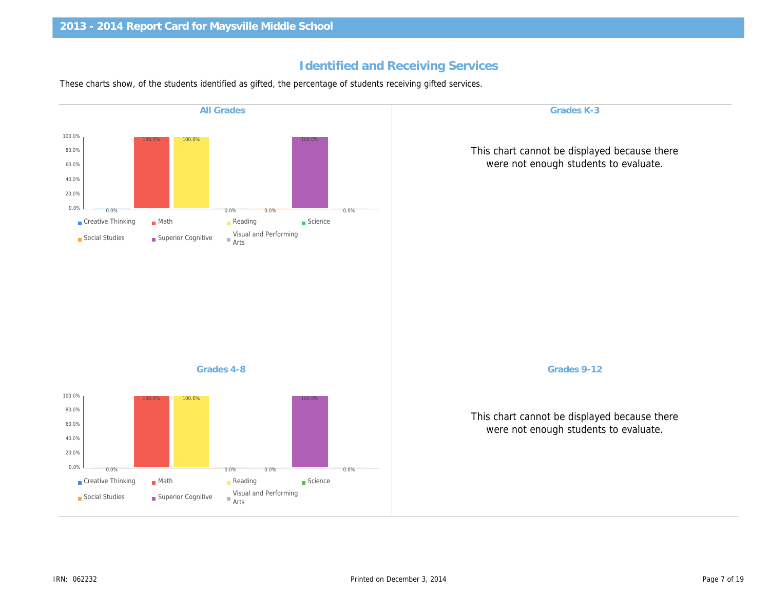## 2013 - 2014 Report Card for Maysville Middle School

### Identified and Receiving Services

These charts show, of the students identified as gifted, the percentage of students receiving gifted services.

#### All Grades

| Category | Percentage |
|---|---|
| Creative Thinking | 0.0% |
| Math | 100.0% |
| Reading | 100.0% |
| Science | 0.0% |
| Social Studies | 0.0% |
| Superior Cognitive | 100.0% |
| Visual and Performing Arts | 0.0% |

#### Grades K-3

This chart cannot be displayed because there were not enough students to evaluate.

#### Grades 4-8

| Category | Percentage |
|---|---|
| Creative Thinking | 0.0% |
| Math | 100.0% |
| Reading | 100.0% |
| Science | 0.0% |
| Social Studies | 0.0% |
| Superior Cognitive | 100.0% |
| Visual and Performing Arts | 0.0% |

#### Grades 9-12

This chart cannot be displayed because there were not enough students to evaluate.

IRN: 062232

Printed on December 3, 2014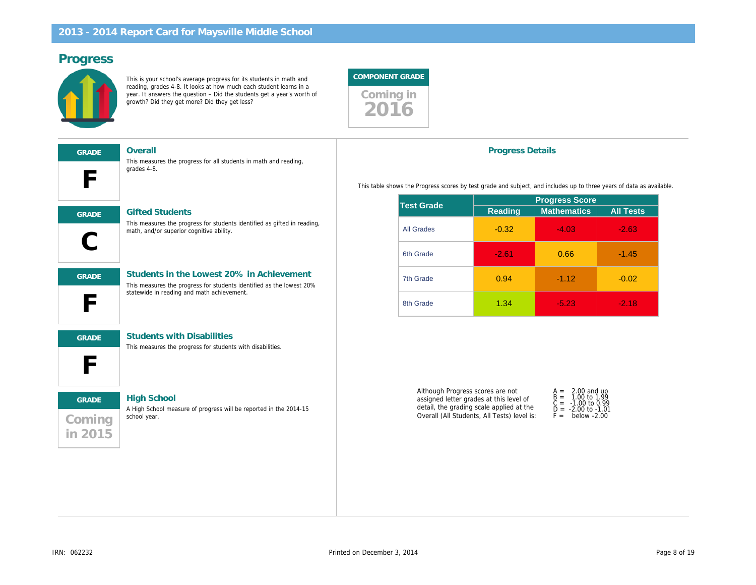# 2013 - 2014 Report Card for Maysville Middle School

## Progress

This is your school's average progress for its students in math and reading, grades 4-8. It looks at how much each student learns in a year. It answers the question – Did the students get a year's worth of growth? Did they get more? Did they get less?

**COMPONENT GRADE**

Coming in 2016

---

**GRADE**

**F**

### Overall

This measures the progress for all students in math and reading, grades 4-8.

**GRADE**

**C**

### Gifted Students

This measures the progress for students identified as gifted in reading, math, and/or superior cognitive ability.

**GRADE**

**F**

### Students in the Lowest 20% in Achievement

This measures the progress for students identified as the lowest 20% statewide in reading and math achievement.

**GRADE**

**F**

### Students with Disabilities

This measures the progress for students with disabilities.

**GRADE**

Coming in 2015

### High School

A High School measure of progress will be reported in the 2014-15 school year.

### Progress Details

This table shows the Progress scores by test grade and subject, and includes up to three years of data as available.

| Test Grade | Progress Score | | |
|---|---|---|---|
| | Reading | Mathematics | All Tests |
| All Grades | -0.32 | -4.03 | -2.63 |
| 6th Grade | -2.61 | 0.66 | -1.45 |
| 7th Grade | 0.94 | -1.12 | -0.02 |
| 8th Grade | 1.34 | -5.23 | -2.18 |

Although Progress scores are not assigned letter grades at this level of detail, the grading scale applied at the Overall (All Students, All Tests) level is:

A = 2.00 and up
B = 1.00 to 1.99
C = -1.00 to 0.99
D = -2.00 to -1.01
F = below -2.00

IRN: 062232

Printed on December 3, 2014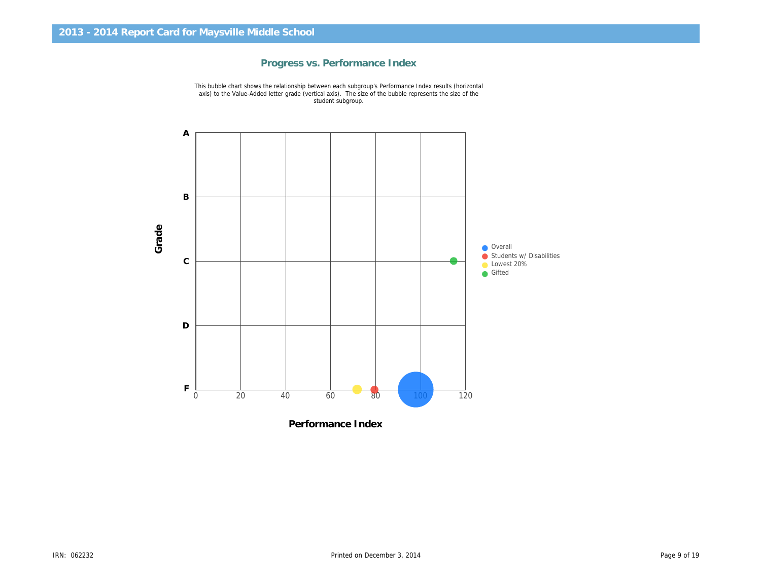## 2013 - 2014 Report Card for Maysville Middle School

### Progress vs. Performance Index

This bubble chart shows the relationship between each subgroup's Performance Index results (horizontal axis) to the Value-Added letter grade (vertical axis). The size of the bubble represents the size of the student subgroup.

Grade

A

B

C

D

F

0 20 40 60 80 100 120

Performance Index

- Overall
- Students w/ Disabilities
- Lowest 20%
- Gifted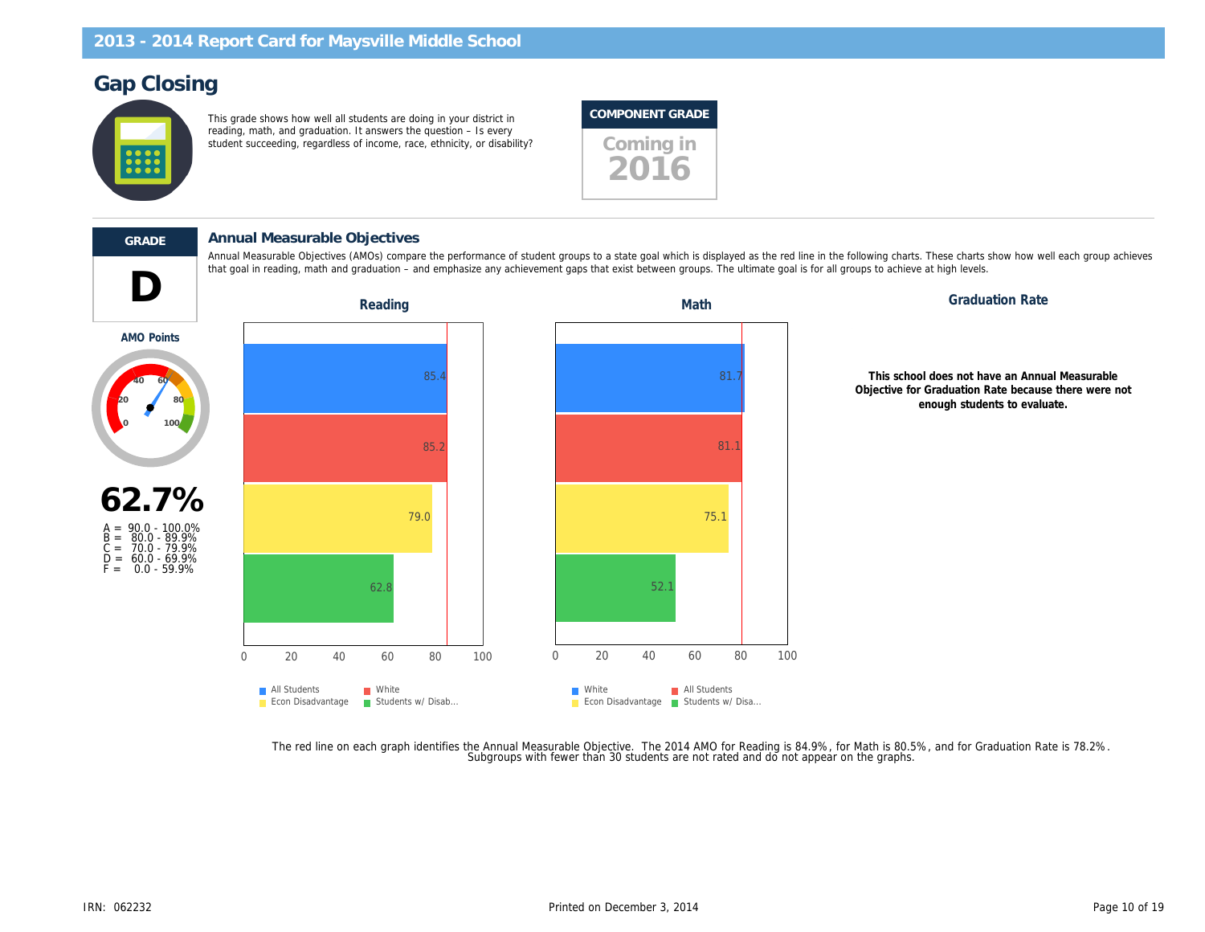## 2013 - 2014 Report Card for Maysville Middle School

# Gap Closing

This grade shows how well all students are doing in your district in reading, math, and graduation. It answers the question – Is every student succeeding, regardless of income, race, ethnicity, or disability?

**COMPONENT GRADE**

Coming in 2016

---

**GRADE**

**D**

**AMO Points**

**62.7%**

A = 90.0 - 100.0%
B = 80.0 - 89.9%
C = 70.0 - 79.9%
D = 60.0 - 69.9%
F = 0.0 - 59.9%

## Annual Measurable Objectives

Annual Measurable Objectives (AMOs) compare the performance of student groups to a state goal which is displayed as the red line in the following charts. These charts show how well each group achieves that goal in reading, math and graduation – and emphasize any achievement gaps that exist between groups. The ultimate goal is for all groups to achieve at high levels.

### Reading

| Group | Value |
| --- | --- |
| All Students | 85.4 |
| White | 85.2 |
| Econ Disadvantage | 79.0 |
| Students w/ Disab... | 62.8 |

### Math

| Group | Value |
| --- | --- |
| White | 81.7 |
| All Students | 81.1 |
| Econ Disadvantage | 75.1 |
| Students w/ Disa... | 52.1 |

### Graduation Rate

**This school does not have an Annual Measurable Objective for Graduation Rate because there were not enough students to evaluate.**

The red line on each graph identifies the Annual Measurable Objective. The 2014 AMO for Reading is 84.9%, for Math is 80.5%, and for Graduation Rate is 78.2%. Subgroups with fewer than 30 students are not rated and do not appear on the graphs.

IRN: 062232

Printed on December 3, 2014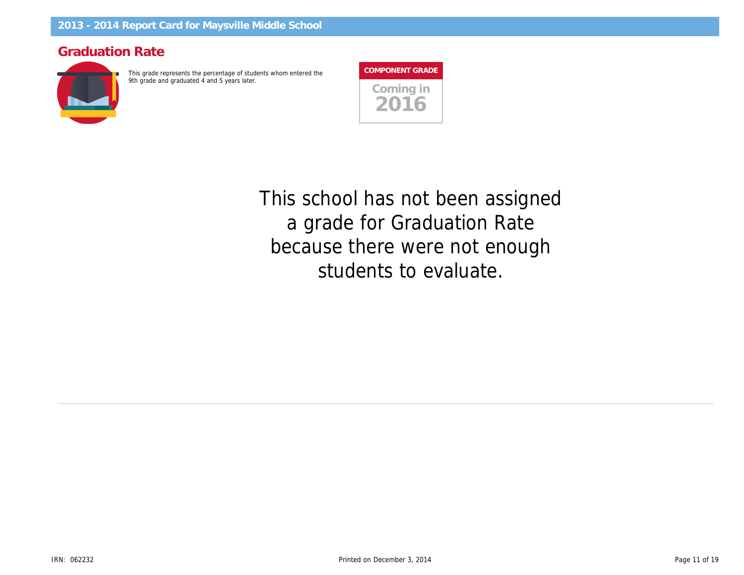## Graduation Rate

This grade represents the percentage of students whom entered the 9th grade and graduated 4 and 5 years later.

**COMPONENT GRADE**

Coming in 2016

This school has not been assigned a grade for Graduation Rate because there were not enough students to evaluate.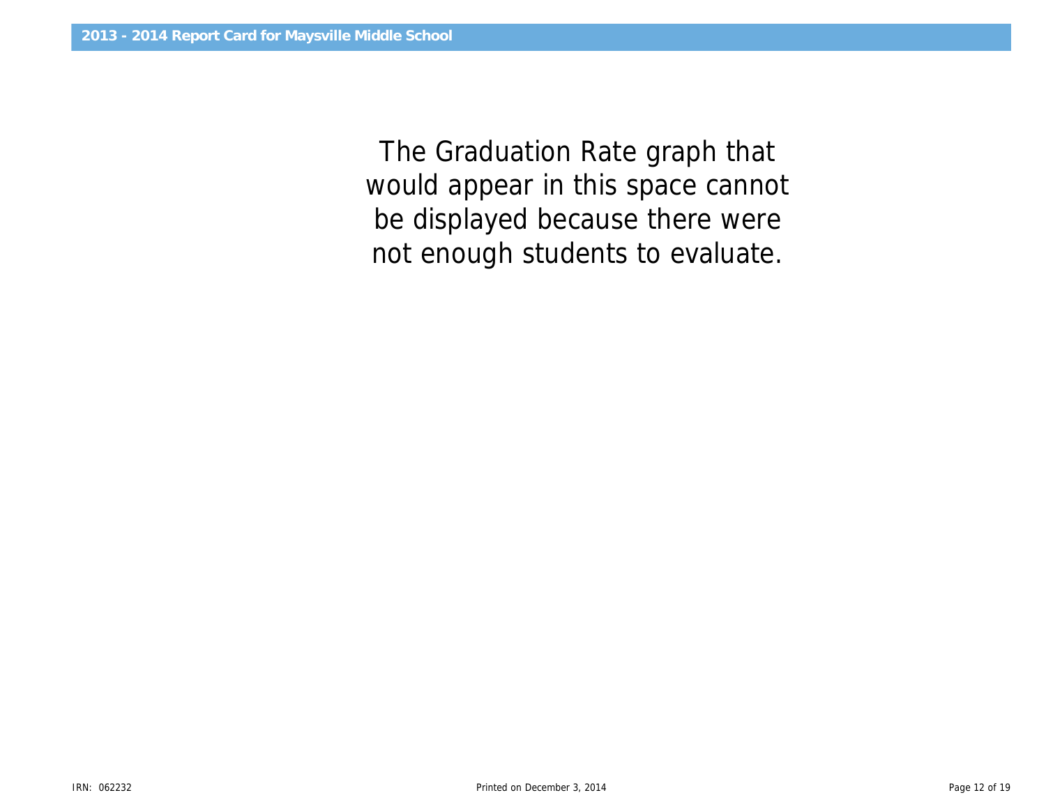The Graduation Rate graph that would appear in this space cannot be displayed because there were not enough students to evaluate.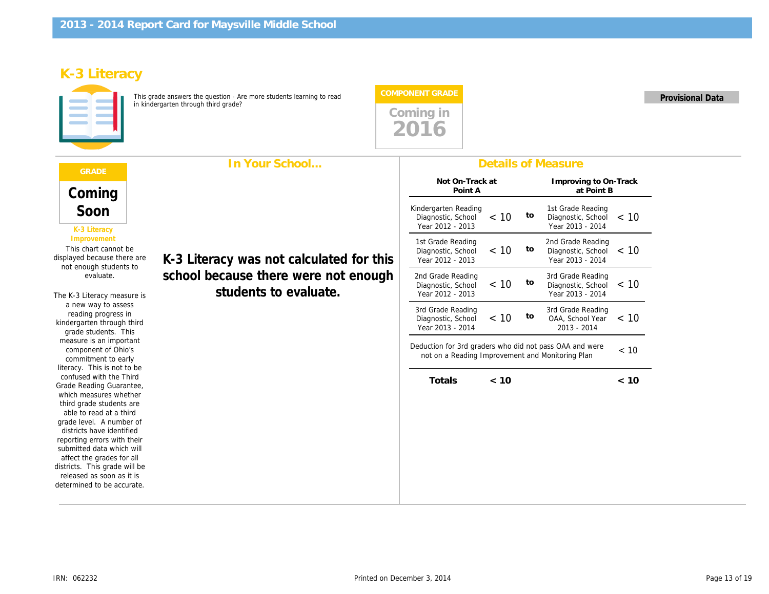# 2013 - 2014 Report Card for Maysville Middle School

## K-3 Literacy

This grade answers the question - Are more students learning to read in kindergarten through third grade?

**COMPONENT GRADE**

Coming in 2016

**Provisional Data**

**GRADE**

**Coming Soon**

**K-3 Literacy Improvement**

This chart cannot be displayed because there are not enough students to evaluate.

The K-3 Literacy measure is a new way to assess reading progress in kindergarten through third grade students. This measure is an important component of Ohio's commitment to early literacy. This is not to be confused with the Third Grade Reading Guarantee, which measures whether third grade students are able to read at a third grade level. A number of districts have identified reporting errors with their submitted data which will affect the grades for all districts. This grade will be released as soon as it is determined to be accurate.

### In Your School...

**K-3 Literacy was not calculated for this school because there were not enough students to evaluate.**

### Details of Measure

| Not On-Track at Point A | | | Improving to On-Track at Point B | |
|---|---|---|---|---|
| Kindergarten Reading Diagnostic, School Year 2012 - 2013 | < 10 | to | 1st Grade Reading Diagnostic, School Year 2013 - 2014 | < 10 |
| 1st Grade Reading Diagnostic, School Year 2012 - 2013 | < 10 | to | 2nd Grade Reading Diagnostic, School Year 2013 - 2014 | < 10 |
| 2nd Grade Reading Diagnostic, School Year 2012 - 2013 | < 10 | to | 3rd Grade Reading Diagnostic, School Year 2013 - 2014 | < 10 |
| 3rd Grade Reading Diagnostic, School Year 2013 - 2014 | < 10 | to | 3rd Grade Reading OAA, School Year 2013 - 2014 | < 10 |
| Deduction for 3rd graders who did not pass OAA and were not on a Reading Improvement and Monitoring Plan | | | | < 10 |
| **Totals** | **< 10** | | | **< 10** |

IRN: 062232

Printed on December 3, 2014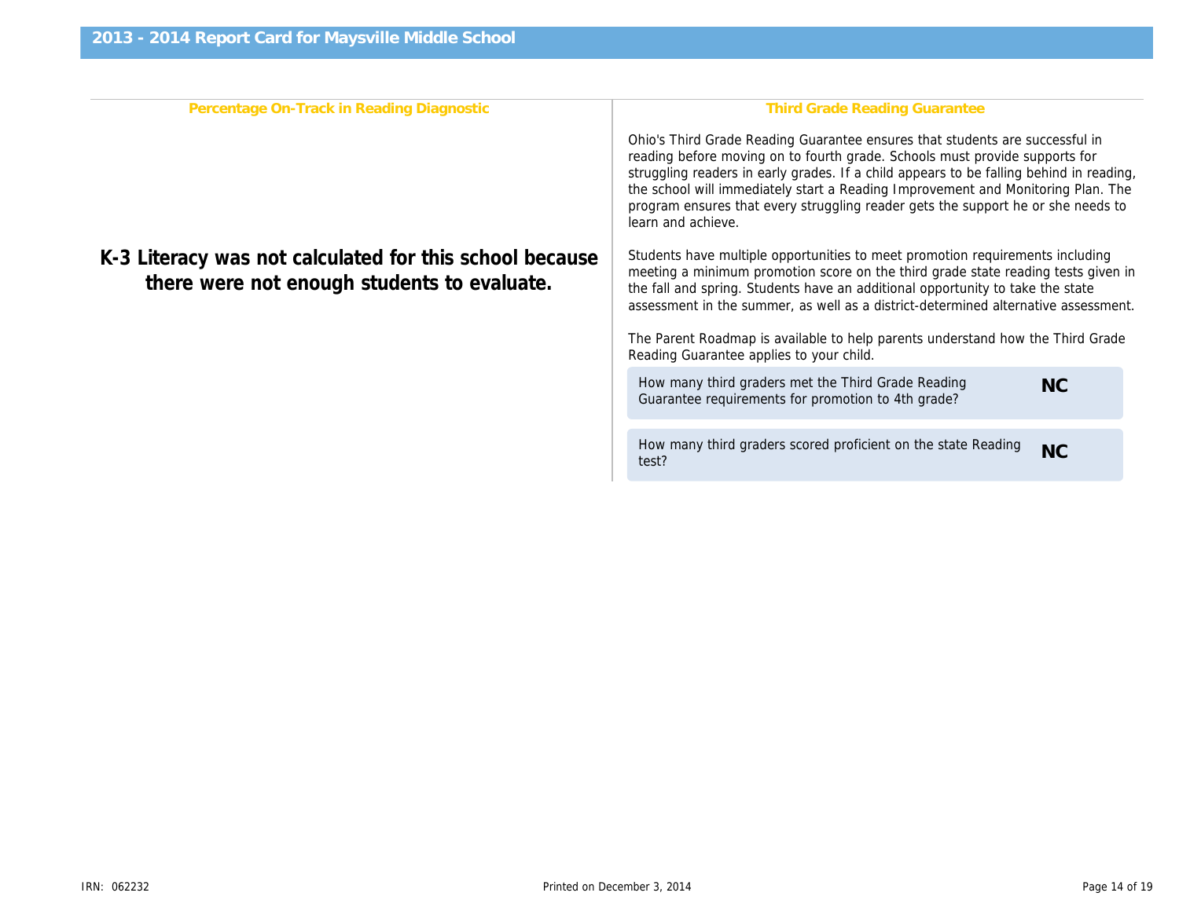# 2013 - 2014 Report Card for Maysville Middle School

## Percentage On-Track in Reading Diagnostic

**K-3 Literacy was not calculated for this school because there were not enough students to evaluate.**

## Third Grade Reading Guarantee

Ohio's Third Grade Reading Guarantee ensures that students are successful in reading before moving on to fourth grade. Schools must provide supports for struggling readers in early grades. If a child appears to be falling behind in reading, the school will immediately start a Reading Improvement and Monitoring Plan. The program ensures that every struggling reader gets the support he or she needs to learn and achieve.

Students have multiple opportunities to meet promotion requirements including meeting a minimum promotion score on the third grade state reading tests given in the fall and spring. Students have an additional opportunity to take the state assessment in the summer, as well as a district-determined alternative assessment.

The Parent Roadmap is available to help parents understand how the Third Grade Reading Guarantee applies to your child.

| Question | Result |
|---|---|
| How many third graders met the Third Grade Reading Guarantee requirements for promotion to 4th grade? | **NC** |
| How many third graders scored proficient on the state Reading test? | **NC** |

IRN: 062232

Printed on December 3, 2014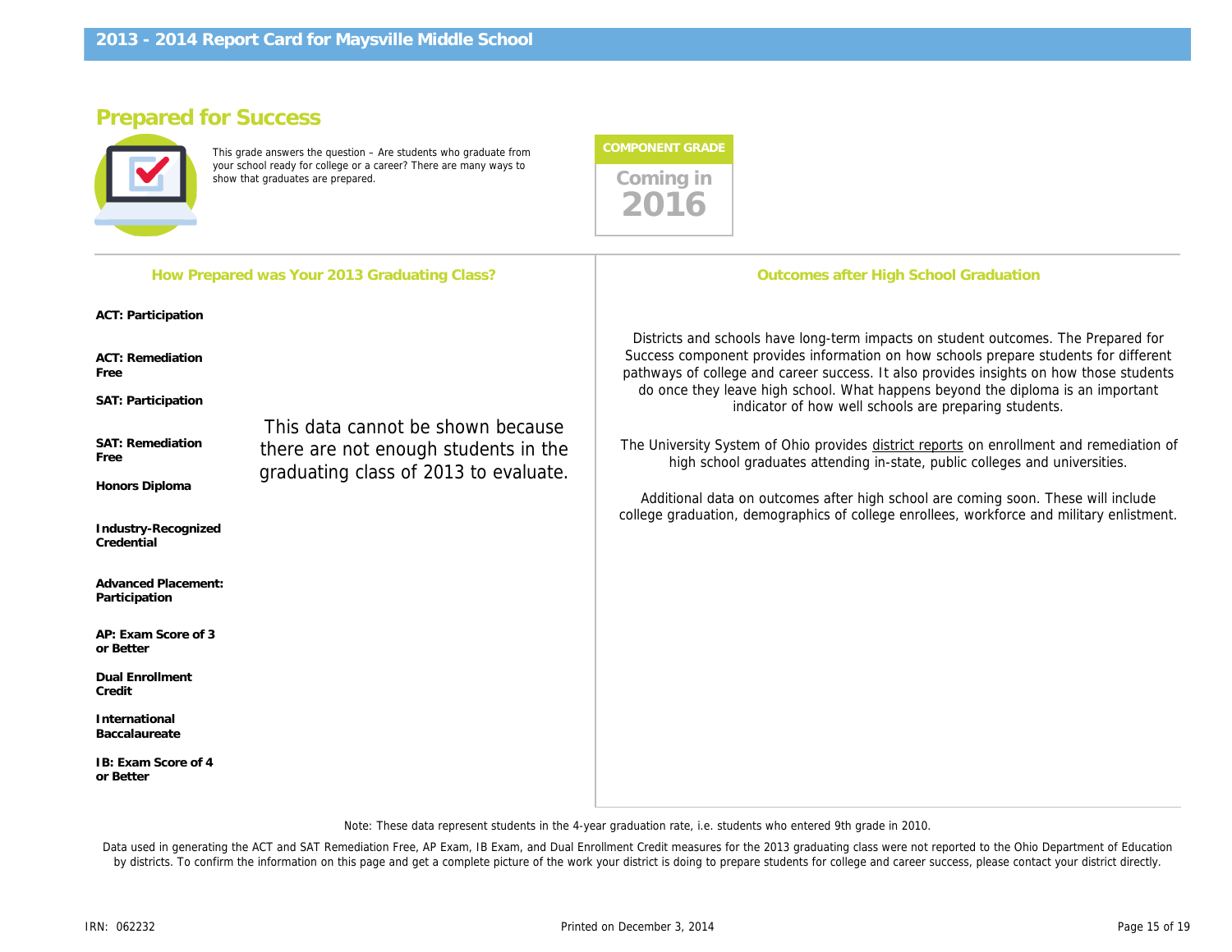# 2013 - 2014 Report Card for Maysville Middle School

## Prepared for Success

This grade answers the question – Are students who graduate from your school ready for college or a career? There are many ways to show that graduates are prepared.

**COMPONENT GRADE**

Coming in 2016

### How Prepared was Your 2013 Graduating Class?

**ACT: Participation**

**ACT: Remediation Free**

**SAT: Participation**

**SAT: Remediation Free**

**Honors Diploma**

**Industry-Recognized Credential**

**Advanced Placement: Participation**

**AP: Exam Score of 3 or Better**

**Dual Enrollment Credit**

**International Baccalaureate**

**IB: Exam Score of 4 or Better**

This data cannot be shown because there are not enough students in the graduating class of 2013 to evaluate.

### Outcomes after High School Graduation

Districts and schools have long-term impacts on student outcomes. The Prepared for Success component provides information on how schools prepare students for different pathways of college and career success. It also provides insights on how those students do once they leave high school. What happens beyond the diploma is an important indicator of how well schools are preparing students.

The University System of Ohio provides district reports on enrollment and remediation of high school graduates attending in-state, public colleges and universities.

Additional data on outcomes after high school are coming soon. These will include college graduation, demographics of college enrollees, workforce and military enlistment.

Note: These data represent students in the 4-year graduation rate, i.e. students who entered 9th grade in 2010.

Data used in generating the ACT and SAT Remediation Free, AP Exam, IB Exam, and Dual Enrollment Credit measures for the 2013 graduating class were not reported to the Ohio Department of Education by districts. To confirm the information on this page and get a complete picture of the work your district is doing to prepare students for college and career success, please contact your district directly.

IRN: 062232

Printed on December 3, 2014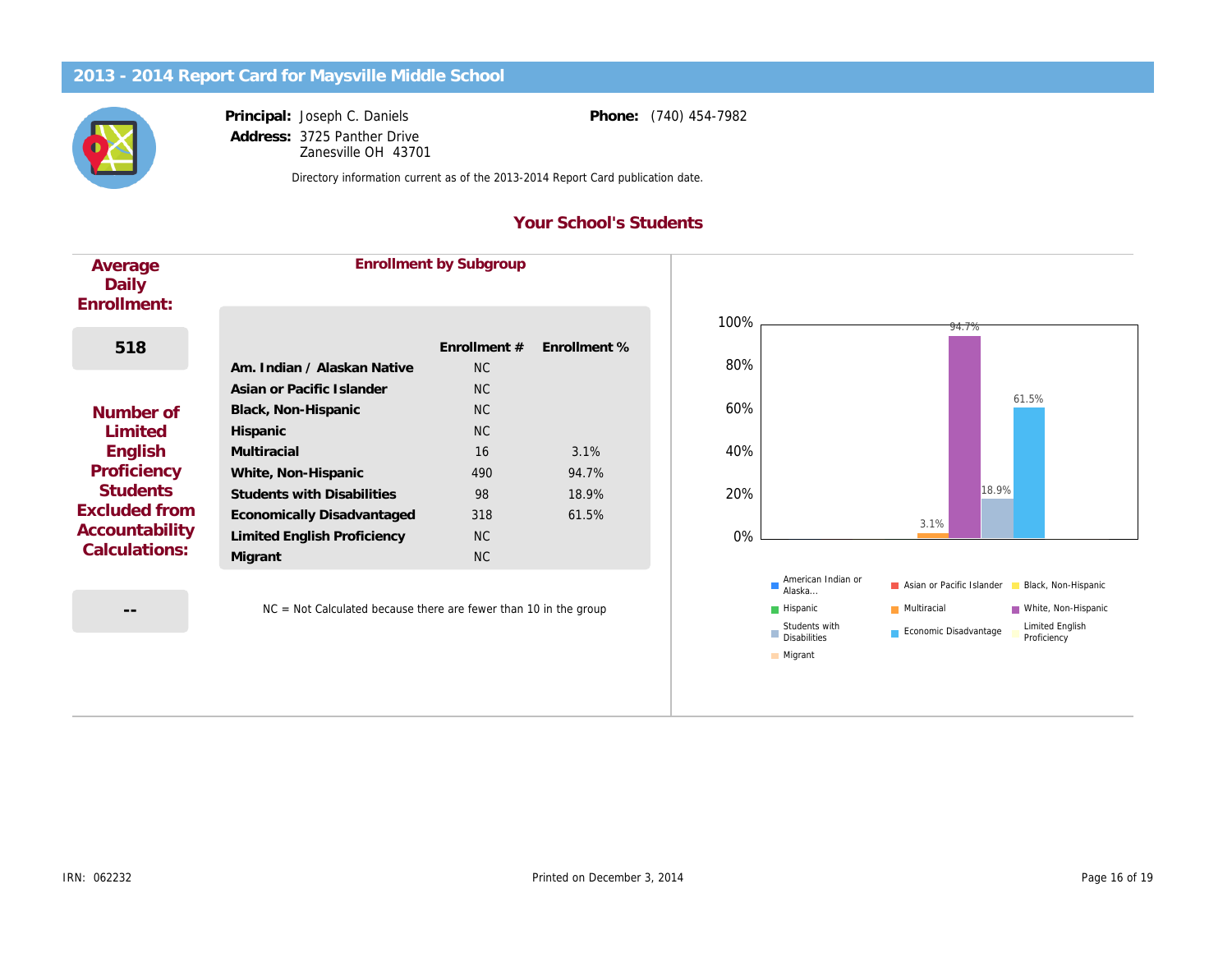## 2013 - 2014 Report Card for Maysville Middle School

**Principal:** Joseph C. Daniels

**Address:** 3725 Panther Drive
Zanesville OH 43701

**Phone:** (740) 454-7982

Directory information current as of the 2013-2014 Report Card publication date.

### Your School's Students

**Average Daily Enrollment:**

518

**Number of Limited English Proficiency Students Excluded from Accountability Calculations:**

--

#### Enrollment by Subgroup

| | Enrollment # | Enrollment % |
|---|---|---|
| Am. Indian / Alaskan Native | NC | |
| Asian or Pacific Islander | NC | |
| Black, Non-Hispanic | NC | |
| Hispanic | NC | |
| Multiracial | 16 | 3.1% |
| White, Non-Hispanic | 490 | 94.7% |
| Students with Disabilities | 98 | 18.9% |
| Economically Disadvantaged | 318 | 61.5% |
| Limited English Proficiency | NC | |
| Migrant | NC | |

NC = Not Calculated because there are fewer than 10 in the group

| Subgroup | % |
|---|---|
| Multiracial | 3.1% |
| White, Non-Hispanic | 94.7% |
| Students with Disabilities | 18.9% |
| Economic Disadvantage | 61.5% |

Legend: American Indian or Alaska..., Asian or Pacific Islander, Black, Non-Hispanic, Hispanic, Multiracial, White, Non-Hispanic, Students with Disabilities, Economic Disadvantage, Limited English Proficiency, Migrant

IRN: 062232

Printed on December 3, 2014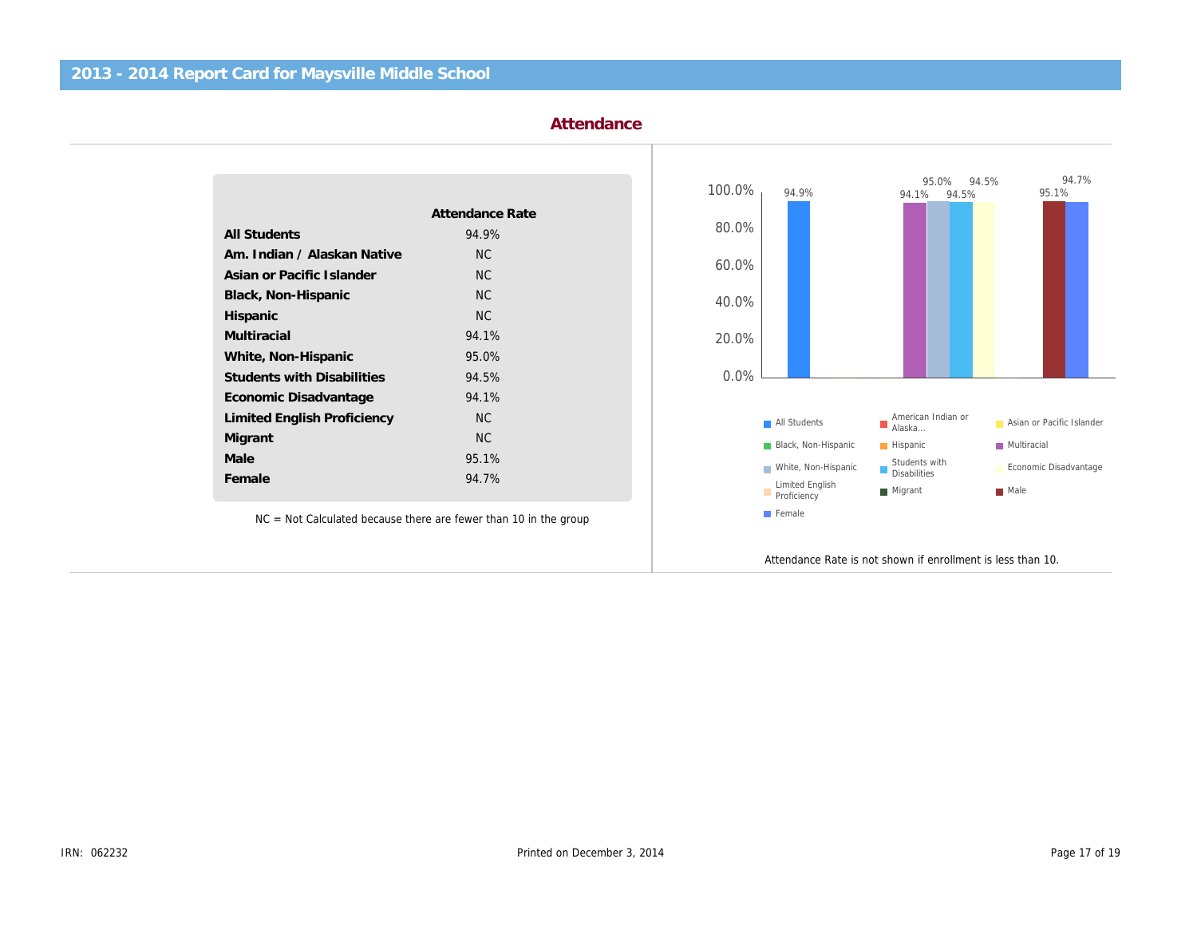## 2013 - 2014 Report Card for Maysville Middle School

### Attendance

| | Attendance Rate |
|---|---|
| **All Students** | 94.9% |
| **Am. Indian / Alaskan Native** | NC |
| **Asian or Pacific Islander** | NC |
| **Black, Non-Hispanic** | NC |
| **Hispanic** | NC |
| **Multiracial** | 94.1% |
| **White, Non-Hispanic** | 95.0% |
| **Students with Disabilities** | 94.5% |
| **Economic Disadvantage** | 94.1% |
| **Limited English Proficiency** | NC |
| **Migrant** | NC |
| **Male** | 95.1% |
| **Female** | 94.7% |

NC = Not Calculated because there are fewer than 10 in the group

Attendance Rate is not shown if enrollment is less than 10.

IRN: 062232

Printed on December 3, 2014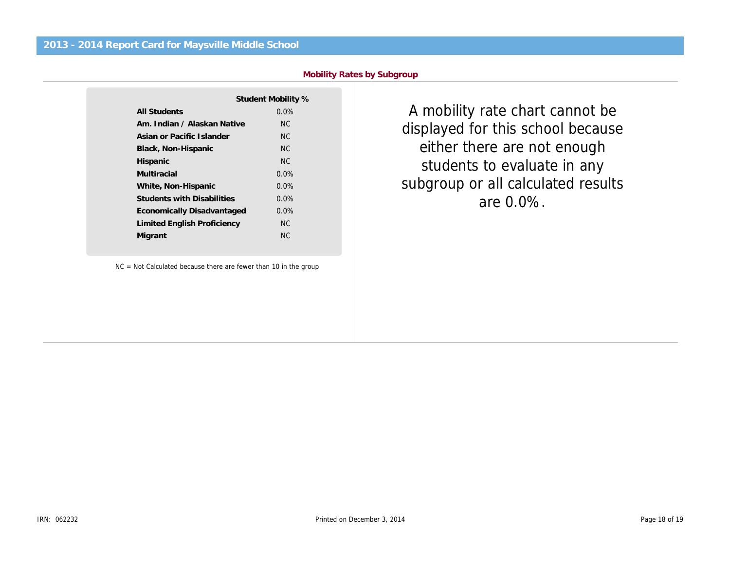## Mobility Rates by Subgroup

| | Student Mobility % |
|---|---|
| **All Students** | 0.0% |
| **Am. Indian / Alaskan Native** | NC |
| **Asian or Pacific Islander** | NC |
| **Black, Non-Hispanic** | NC |
| **Hispanic** | NC |
| **Multiracial** | 0.0% |
| **White, Non-Hispanic** | 0.0% |
| **Students with Disabilities** | 0.0% |
| **Economically Disadvantaged** | 0.0% |
| **Limited English Proficiency** | NC |
| **Migrant** | NC |

NC = Not Calculated because there are fewer than 10 in the group

A mobility rate chart cannot be displayed for this school because either there are not enough students to evaluate in any subgroup or all calculated results are 0.0%.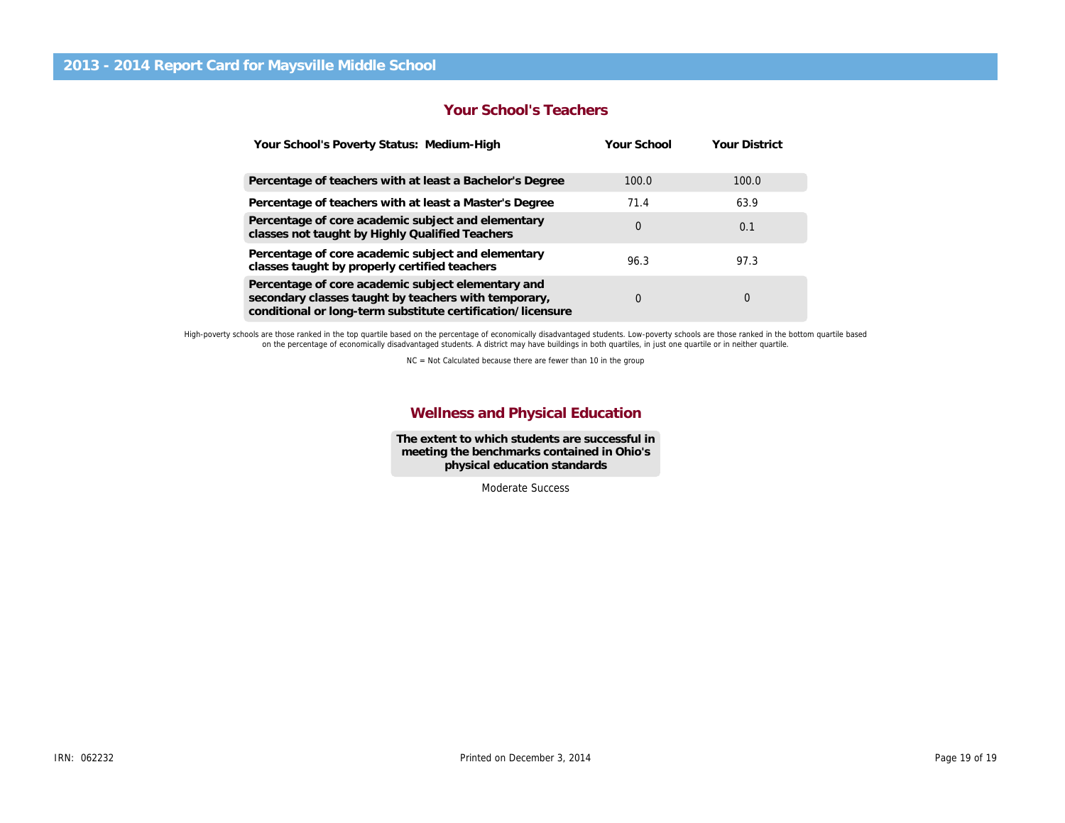# 2013 - 2014 Report Card for Maysville Middle School

## Your School's Teachers

| Your School's Poverty Status: Medium-High | Your School | Your District |
| --- | --- | --- |
| Percentage of teachers with at least a Bachelor's Degree | 100.0 | 100.0 |
| Percentage of teachers with at least a Master's Degree | 71.4 | 63.9 |
| Percentage of core academic subject and elementary classes not taught by Highly Qualified Teachers | 0 | 0.1 |
| Percentage of core academic subject and elementary classes taught by properly certified teachers | 96.3 | 97.3 |
| Percentage of core academic subject elementary and secondary classes taught by teachers with temporary, conditional or long-term substitute certification/licensure | 0 | 0 |

High-poverty schools are those ranked in the top quartile based on the percentage of economically disadvantaged students. Low-poverty schools are those ranked in the bottom quartile based on the percentage of economically disadvantaged students. A district may have buildings in both quartiles, in just one quartile or in neither quartile.

NC = Not Calculated because there are fewer than 10 in the group

## Wellness and Physical Education

| The extent to which students are successful in meeting the benchmarks contained in Ohio's physical education standards |
| --- |
| Moderate Success |

IRN: 062232

Printed on December 3, 2014